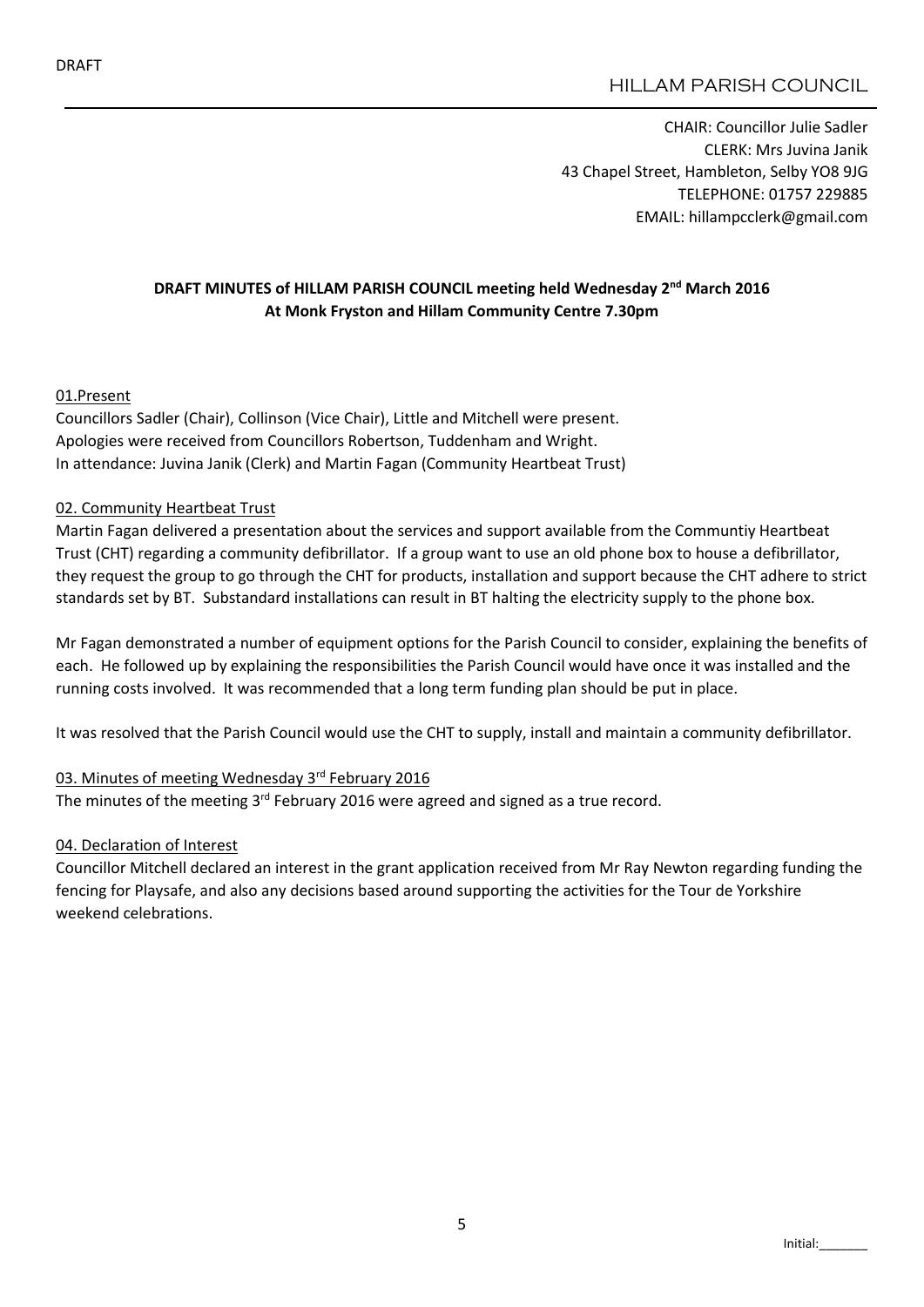DRAFT

HILLAM PARISH COUNCIL

CHAIR: Councillor Julie Sadler
CLERK: Mrs Juvina Janik
43 Chapel Street, Hambleton, Selby YO8 9JG
TELEPHONE: 01757 229885
EMAIL: hillampcclerk@gmail.com

**DRAFT MINUTES of HILLAM PARISH COUNCIL meeting held Wednesday 2nd March 2016**
**At Monk Fryston and Hillam Community Centre 7.30pm**

## 01.Present

Councillors Sadler (Chair), Collinson (Vice Chair), Little and Mitchell were present.
Apologies were received from Councillors Robertson, Tuddenham and Wright.
In attendance: Juvina Janik (Clerk) and Martin Fagan (Community Heartbeat Trust)

## 02. Community Heartbeat Trust

Martin Fagan delivered a presentation about the services and support available from the Communtiy Heartbeat Trust (CHT) regarding a community defibrillator. If a group want to use an old phone box to house a defibrillator, they request the group to go through the CHT for products, installation and support because the CHT adhere to strict standards set by BT. Substandard installations can result in BT halting the electricity supply to the phone box.

Mr Fagan demonstrated a number of equipment options for the Parish Council to consider, explaining the benefits of each. He followed up by explaining the responsibilities the Parish Council would have once it was installed and the running costs involved. It was recommended that a long term funding plan should be put in place.

It was resolved that the Parish Council would use the CHT to supply, install and maintain a community defibrillator.

## 03. Minutes of meeting Wednesday 3rd February 2016

The minutes of the meeting 3rd February 2016 were agreed and signed as a true record.

## 04. Declaration of Interest

Councillor Mitchell declared an interest in the grant application received from Mr Ray Newton regarding funding the fencing for Playsafe, and also any decisions based around supporting the activities for the Tour de Yorkshire weekend celebrations.

Initial:_______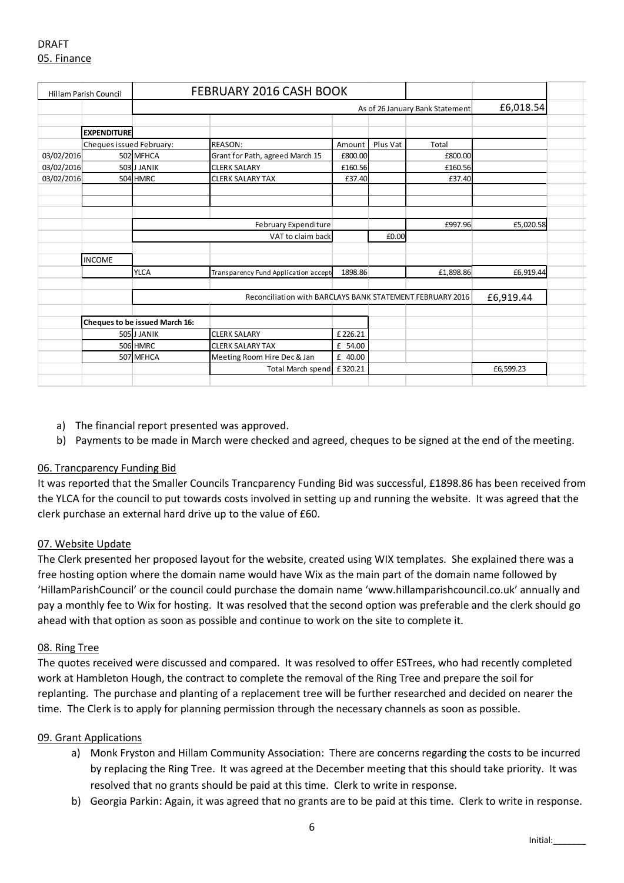DRAFT

05. Finance

| Hillam Parish Council | | FEBRUARY 2016 CASH BOOK | | | | |
|---|---|---|---|---|---|---|
| | | As of 26 January Bank Statement | | | | £6,018.54 |
| | **EXPENDITURE** | | | | | |
| | Cheques issued February: | REASON: | Amount | Plus Vat | Total | |
| 03/02/2016 | 502 MFHCA | Grant for Path, agreed March 15 | £800.00 | | £800.00 | |
| 03/02/2016 | 503 J JANIK | CLERK SALARY | £160.56 | | £160.56 | |
| 03/02/2016 | 504 HMRC | CLERK SALARY TAX | £37.40 | | £37.40 | |
| | | February Expenditure | | | £997.96 | £5,020.58 |
| | | VAT to claim back | | £0.00 | | |
| | INCOME | | | | | |
| | YLCA | Transparency Fund Application accept | 1898.86 | | £1,898.86 | £6,919.44 |
| | | Reconciliation with BARCLAYS BANK STATEMENT FEBRUARY 2016 | | | | £6,919.44 |
| | **Cheques to be issued March 16:** | | | | | |
| | 505 J JANIK | CLERK SALARY | £226.21 | | | |
| | 506 HMRC | CLERK SALARY TAX | £ 54.00 | | | |
| | 507 MFHCA | Meeting Room Hire Dec & Jan | £ 40.00 | | | |
| | | Total March spend | £320.21 | | | £6,599.23 |

a) The financial report presented was approved.
b) Payments to be made in March were checked and agreed, cheques to be signed at the end of the meeting.

06. Trancparency Funding Bid

It was reported that the Smaller Councils Trancparency Funding Bid was successful, £1898.86 has been received from the YLCA for the council to put towards costs involved in setting up and running the website. It was agreed that the clerk purchase an external hard drive up to the value of £60.

07. Website Update

The Clerk presented her proposed layout for the website, created using WIX templates. She explained there was a free hosting option where the domain name would have Wix as the main part of the domain name followed by 'HillamParishCouncil' or the council could purchase the domain name 'www.hillamparishcouncil.co.uk' annually and pay a monthly fee to Wix for hosting. It was resolved that the second option was preferable and the clerk should go ahead with that option as soon as possible and continue to work on the site to complete it.

08. Ring Tree

The quotes received were discussed and compared. It was resolved to offer ESTrees, who had recently completed work at Hambleton Hough, the contract to complete the removal of the Ring Tree and prepare the soil for replanting. The purchase and planting of a replacement tree will be further researched and decided on nearer the time. The Clerk is to apply for planning permission through the necessary channels as soon as possible.

09. Grant Applications

a) Monk Fryston and Hillam Community Association: There are concerns regarding the costs to be incurred by replacing the Ring Tree. It was agreed at the December meeting that this should take priority. It was resolved that no grants should be paid at this time. Clerk to write in response.
b) Georgia Parkin: Again, it was agreed that no grants are to be paid at this time. Clerk to write in response.

Initial:_______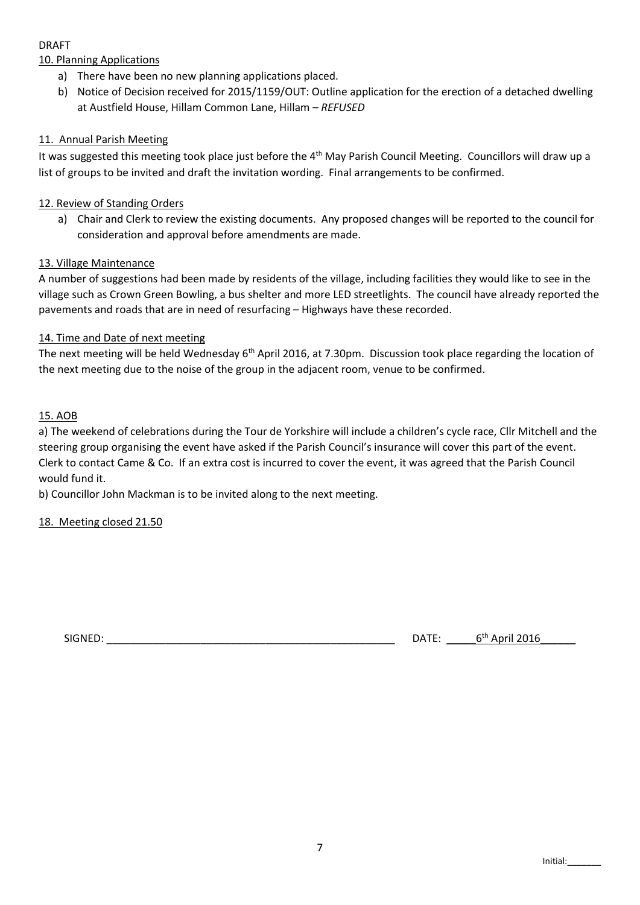DRAFT

10. Planning Applications

a) There have been no new planning applications placed.
b) Notice of Decision received for 2015/1159/OUT: Outline application for the erection of a detached dwelling at Austfield House, Hillam Common Lane, Hillam – *REFUSED*

11. Annual Parish Meeting

It was suggested this meeting took place just before the 4th May Parish Council Meeting. Councillors will draw up a list of groups to be invited and draft the invitation wording. Final arrangements to be confirmed.

12. Review of Standing Orders

a) Chair and Clerk to review the existing documents. Any proposed changes will be reported to the council for consideration and approval before amendments are made.

13. Village Maintenance

A number of suggestions had been made by residents of the village, including facilities they would like to see in the village such as Crown Green Bowling, a bus shelter and more LED streetlights. The council have already reported the pavements and roads that are in need of resurfacing – Highways have these recorded.

14. Time and Date of next meeting

The next meeting will be held Wednesday 6th April 2016, at 7.30pm. Discussion took place regarding the location of the next meeting due to the noise of the group in the adjacent room, venue to be confirmed.

15. AOB

a) The weekend of celebrations during the Tour de Yorkshire will include a children's cycle race, Cllr Mitchell and the steering group organising the event have asked if the Parish Council's insurance will cover this part of the event. Clerk to contact Came & Co. If an extra cost is incurred to cover the event, it was agreed that the Parish Council would fund it.

b) Councillor John Mackman is to be invited along to the next meeting.

18. Meeting closed 21.50

SIGNED: ___________________________________________________ DATE: 6th April 2016

Initial:_______